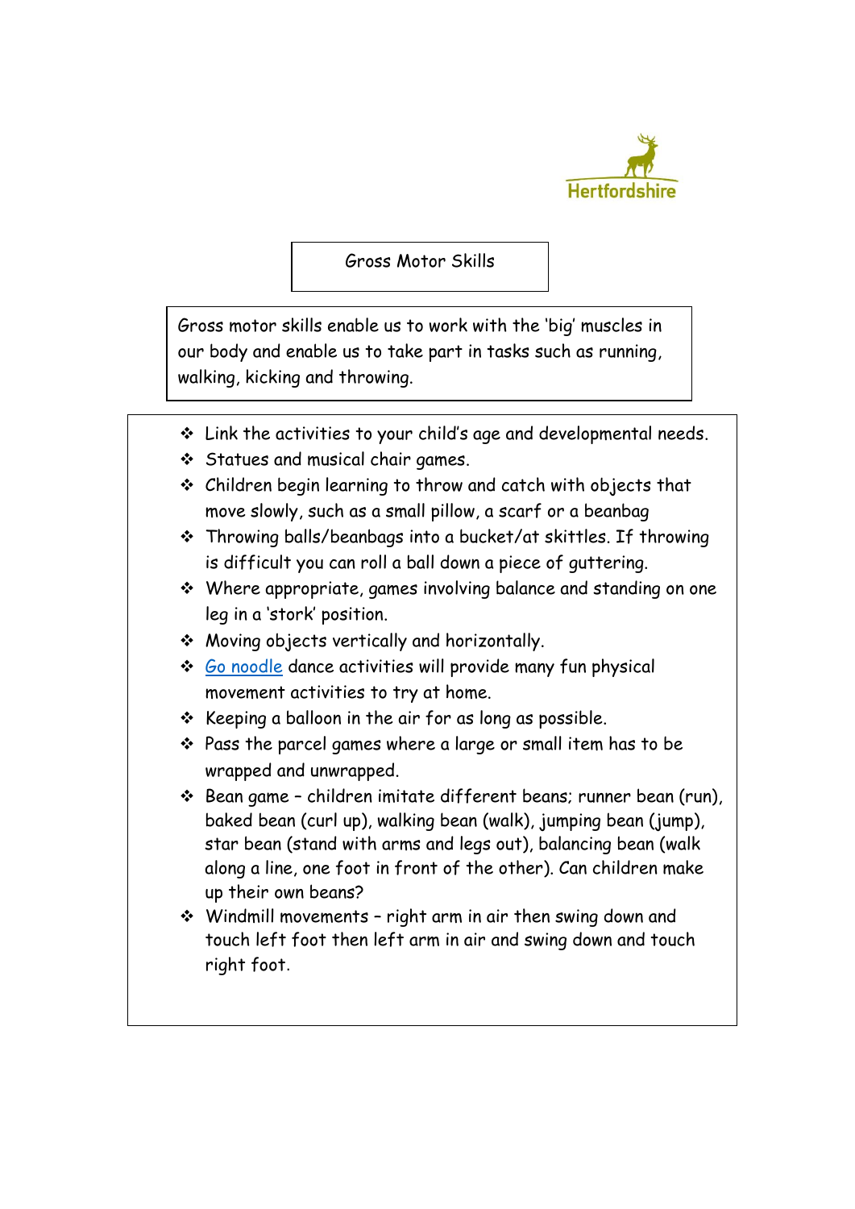Hertfordshire

# Gross Motor Skills

Gross motor skills enable us to work with the 'big' muscles in our body and enable us to take part in tasks such as running, walking, kicking and throwing.

- Link the activities to your child's age and developmental needs.
- Statues and musical chair games.
- Children begin learning to throw and catch with objects that move slowly, such as a small pillow, a scarf or a beanbag
- Throwing balls/beanbags into a bucket/at skittles. If throwing is difficult you can roll a ball down a piece of guttering.
- Where appropriate, games involving balance and standing on one leg in a 'stork' position.
- Moving objects vertically and horizontally.
- Go noodle dance activities will provide many fun physical movement activities to try at home.
- Keeping a balloon in the air for as long as possible.
- Pass the parcel games where a large or small item has to be wrapped and unwrapped.
- Bean game – children imitate different beans; runner bean (run), baked bean (curl up), walking bean (walk), jumping bean (jump), star bean (stand with arms and legs out), balancing bean (walk along a line, one foot in front of the other). Can children make up their own beans?
- Windmill movements – right arm in air then swing down and touch left foot then left arm in air and swing down and touch right foot.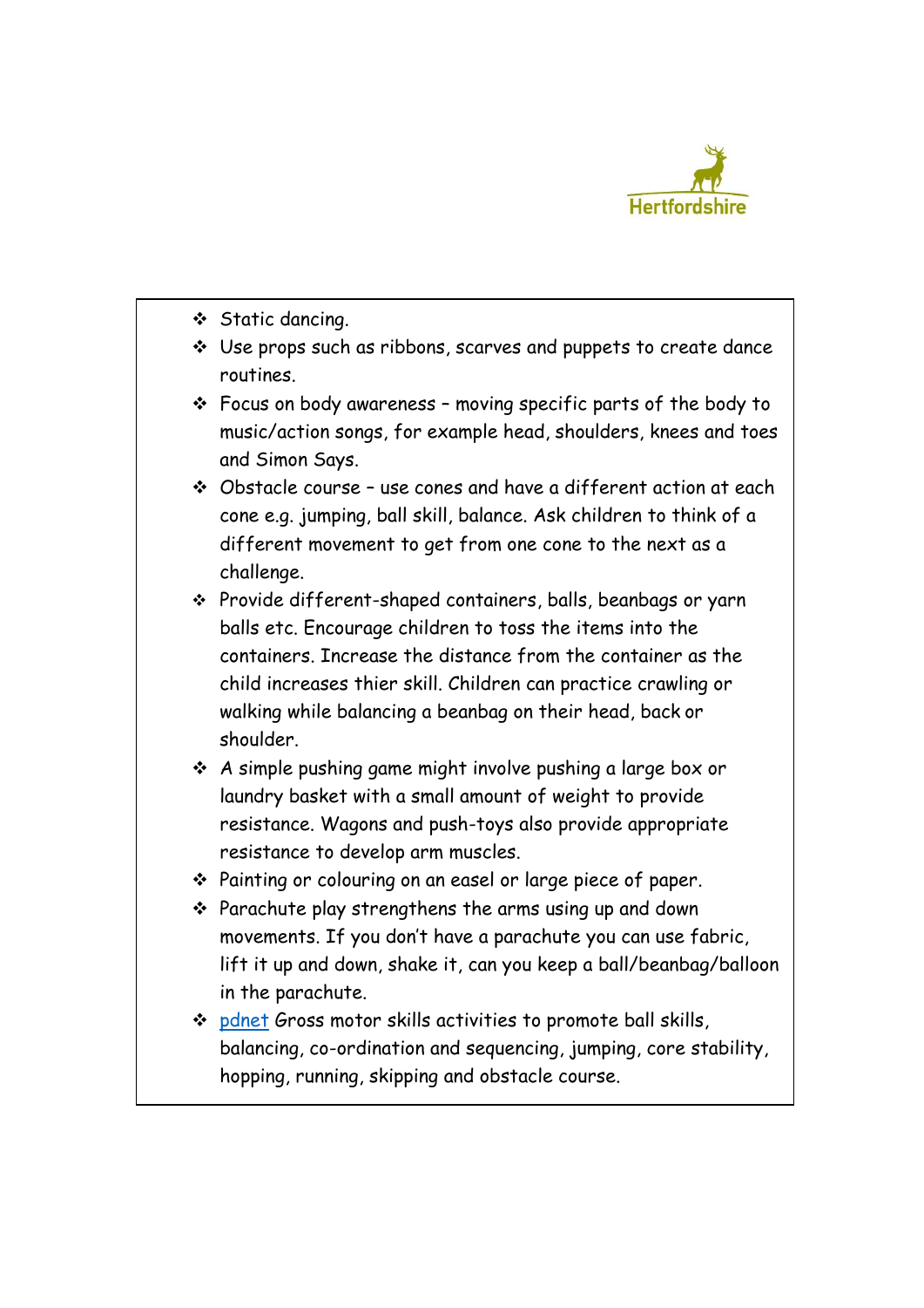- Static dancing.
- Use props such as ribbons, scarves and puppets to create dance routines.
- Focus on body awareness – moving specific parts of the body to music/action songs, for example head, shoulders, knees and toes and Simon Says.
- Obstacle course – use cones and have a different action at each cone e.g. jumping, ball skill, balance. Ask children to think of a different movement to get from one cone to the next as a challenge.
- Provide different-shaped containers, balls, beanbags or yarn balls etc. Encourage children to toss the items into the containers. Increase the distance from the container as the child increases thier skill. Children can practice crawling or walking while balancing a beanbag on their head, back or shoulder.
- A simple pushing game might involve pushing a large box or laundry basket with a small amount of weight to provide resistance. Wagons and push-toys also provide appropriate resistance to develop arm muscles.
- Painting or colouring on an easel or large piece of paper.
- Parachute play strengthens the arms using up and down movements. If you don't have a parachute you can use fabric, lift it up and down, shake it, can you keep a ball/beanbag/balloon in the parachute.
- pdnet Gross motor skills activities to promote ball skills, balancing, co-ordination and sequencing, jumping, core stability, hopping, running, skipping and obstacle course.